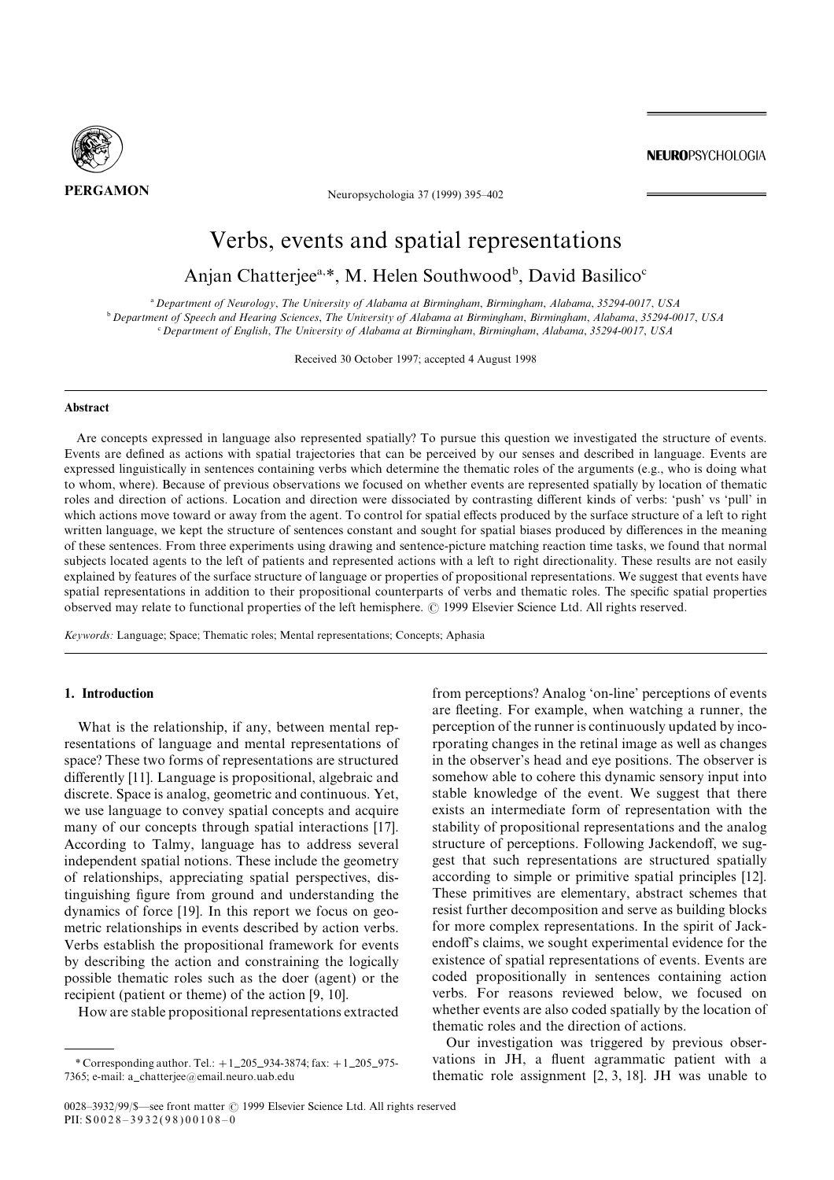# Verbs, events and spatial representations

Anjan Chatterjee[a,*], M. Helen Southwood[b], David Basilico[c]

[a] *Department of Neurology, The University of Alabama at Birmingham, Birmingham, Alabama, 35294-0017, USA*
[b] *Department of Speech and Hearing Sciences, The University of Alabama at Birmingham, Birmingham, Alabama, 35294-0017, USA*
[c] *Department of English, The University of Alabama at Birmingham, Birmingham, Alabama, 35294-0017, USA*

Received 30 October 1997; accepted 4 August 1998

## Abstract

Are concepts expressed in language also represented spatially? To pursue this question we investigated the structure of events. Events are defined as actions with spatial trajectories that can be perceived by our senses and described in language. Events are expressed linguistically in sentences containing verbs which determine the thematic roles of the arguments (e.g., who is doing what to whom, where). Because of previous observations we focused on whether events are represented spatially by location of thematic roles and direction of actions. Location and direction were dissociated by contrasting different kinds of verbs: 'push' vs 'pull' in which actions move toward or away from the agent. To control for spatial effects produced by the surface structure of a left to right written language, we kept the structure of sentences constant and sought for spatial biases produced by differences in the meaning of these sentences. From three experiments using drawing and sentence-picture matching reaction time tasks, we found that normal subjects located agents to the left of patients and represented actions with a left to right directionality. These results are not easily explained by features of the surface structure of language or properties of propositional representations. We suggest that events have spatial representations in addition to their propositional counterparts of verbs and thematic roles. The specific spatial properties observed may relate to functional properties of the left hemisphere. © 1999 Elsevier Science Ltd. All rights reserved.

*Keywords:* Language; Space; Thematic roles; Mental representations; Concepts; Aphasia

## 1. Introduction

What is the relationship, if any, between mental representations of language and mental representations of space? These two forms of representations are structured differently [11]. Language is propositional, algebraic and discrete. Space is analog, geometric and continuous. Yet, we use language to convey spatial concepts and acquire many of our concepts through spatial interactions [17]. According to Talmy, language has to address several independent spatial notions. These include the geometry of relationships, appreciating spatial perspectives, distinguishing figure from ground and understanding the dynamics of force [19]. In this report we focus on geometric relationships in events described by action verbs. Verbs establish the propositional framework for events by describing the action and constraining the logically possible thematic roles such as the doer (agent) or the recipient (patient or theme) of the action [9, 10].

How are stable propositional representations extracted from perceptions? Analog 'on-line' perceptions of events are fleeting. For example, when watching a runner, the perception of the runner is continuously updated by incorporating changes in the retinal image as well as changes in the observer's head and eye positions. The observer is somehow able to cohere this dynamic sensory input into stable knowledge of the event. We suggest that there exists an intermediate form of representation with the stability of propositional representations and the analog structure of perceptions. Following Jackendoff, we suggest that such representations are structured spatially according to simple or primitive spatial principles [12]. These primitives are elementary, abstract schemes that resist further decomposition and serve as building blocks for more complex representations. In the spirit of Jackendoff's claims, we sought experimental evidence for the existence of spatial representations of events. Events are coded propositionally in sentences containing action verbs. For reasons reviewed below, we focused on whether events are also coded spatially by the location of thematic roles and the direction of actions.

Our investigation was triggered by previous observations in JH, a fluent agrammatic patient with a thematic role assignment [2, 3, 18]. JH was unable to

---

\* Corresponding author. Tel.: +1_205_934-3874; fax: +1_205_975-7365; e-mail: a_chatterjee@email.neuro.uab.edu

0028-3932/99/$—see front matter © 1999 Elsevier Science Ltd. All rights reserved
PII: S0028-3932(98)00108-0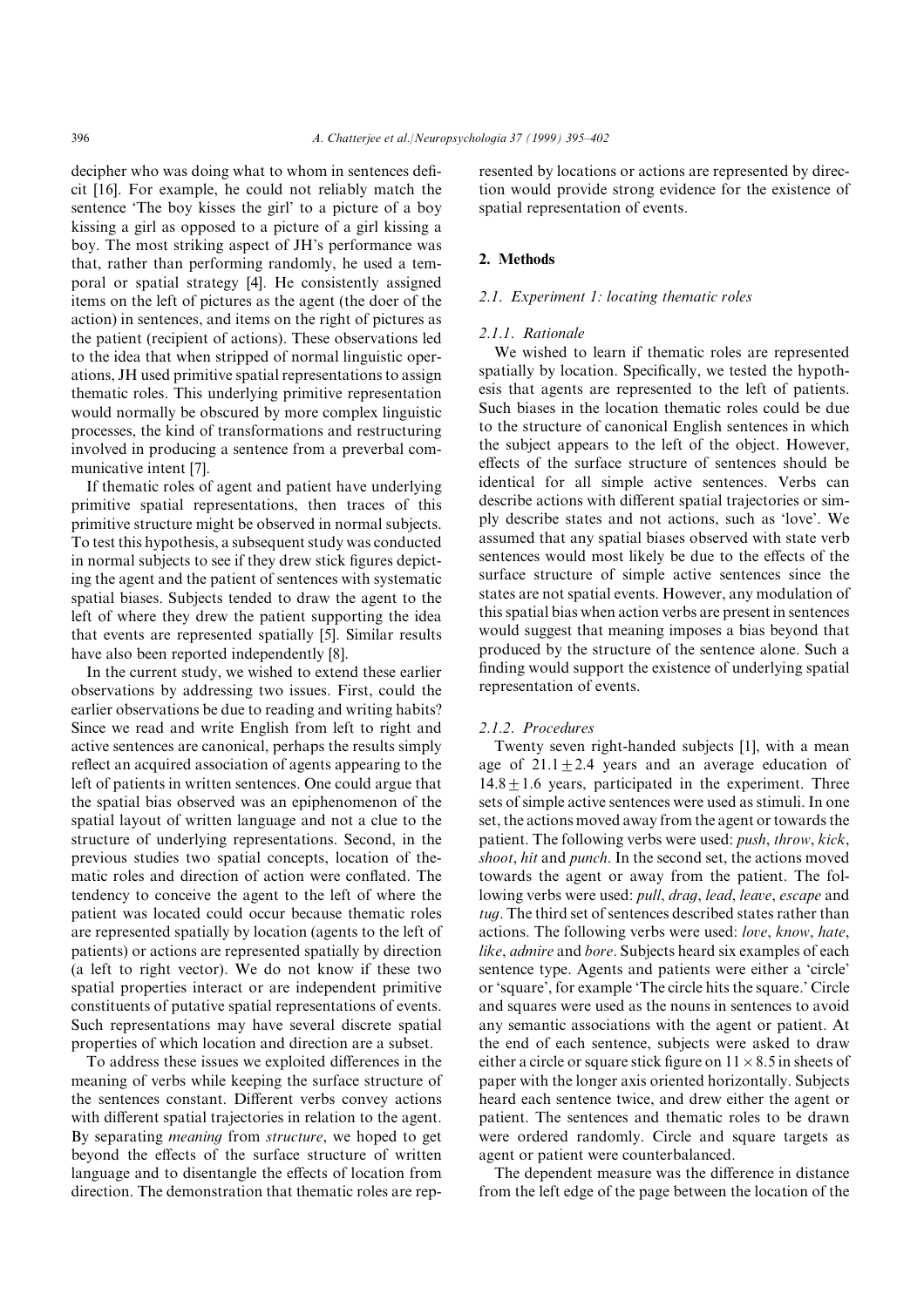decipher who was doing what to whom in sentences deficit [16]. For example, he could not reliably match the sentence 'The boy kisses the girl' to a picture of a boy kissing a girl as opposed to a picture of a girl kissing a boy. The most striking aspect of JH's performance was that, rather than performing randomly, he used a temporal or spatial strategy [4]. He consistently assigned items on the left of pictures as the agent (the doer of the action) in sentences, and items on the right of pictures as the patient (recipient of actions). These observations led to the idea that when stripped of normal linguistic operations, JH used primitive spatial representations to assign thematic roles. This underlying primitive representation would normally be obscured by more complex linguistic processes, the kind of transformations and restructuring involved in producing a sentence from a preverbal communicative intent [7].

If thematic roles of agent and patient have underlying primitive spatial representations, then traces of this primitive structure might be observed in normal subjects. To test this hypothesis, a subsequent study was conducted in normal subjects to see if they drew stick figures depicting the agent and the patient of sentences with systematic spatial biases. Subjects tended to draw the agent to the left of where they drew the patient supporting the idea that events are represented spatially [5]. Similar results have also been reported independently [8].

In the current study, we wished to extend these earlier observations by addressing two issues. First, could the earlier observations be due to reading and writing habits? Since we read and write English from left to right and active sentences are canonical, perhaps the results simply reflect an acquired association of agents appearing to the left of patients in written sentences. One could argue that the spatial bias observed was an epiphenomenon of the spatial layout of written language and not a clue to the structure of underlying representations. Second, in the previous studies two spatial concepts, location of thematic roles and direction of action were conflated. The tendency to conceive the agent to the left of where the patient was located could occur because thematic roles are represented spatially by location (agents to the left of patients) or actions are represented spatially by direction (a left to right vector). We do not know if these two spatial properties interact or are independent primitive constituents of putative spatial representations of events. Such representations may have several discrete spatial properties of which location and direction are a subset.

To address these issues we exploited differences in the meaning of verbs while keeping the surface structure of the sentences constant. Different verbs convey actions with different spatial trajectories in relation to the agent. By separating *meaning* from *structure*, we hoped to get beyond the effects of the surface structure of written language and to disentangle the effects of location from direction. The demonstration that thematic roles are represented by locations or actions are represented by direction would provide strong evidence for the existence of spatial representation of events.

## 2. Methods

### 2.1. Experiment 1: locating thematic roles

#### 2.1.1. Rationale

We wished to learn if thematic roles are represented spatially by location. Specifically, we tested the hypothesis that agents are represented to the left of patients. Such biases in the location thematic roles could be due to the structure of canonical English sentences in which the subject appears to the left of the object. However, effects of the surface structure of sentences should be identical for all simple active sentences. Verbs can describe actions with different spatial trajectories or simply describe states and not actions, such as 'love'. We assumed that any spatial biases observed with state verb sentences would most likely be due to the effects of the surface structure of simple active sentences since the states are not spatial events. However, any modulation of this spatial bias when action verbs are present in sentences would suggest that meaning imposes a bias beyond that produced by the structure of the sentence alone. Such a finding would support the existence of underlying spatial representation of events.

#### 2.1.2. Procedures

Twenty seven right-handed subjects [1], with a mean age of $21.1 \pm 2.4$ years and an average education of $14.8 \pm 1.6$ years, participated in the experiment. Three sets of simple active sentences were used as stimuli. In one set, the actions moved away from the agent or towards the patient. The following verbs were used: *push*, *throw*, *kick*, *shoot*, *hit* and *punch*. In the second set, the actions moved towards the agent or away from the patient. The following verbs were used: *pull*, *drag*, *lead*, *leave*, *escape* and *tug*. The third set of sentences described states rather than actions. The following verbs were used: *love*, *know*, *hate*, *like*, *admire* and *bore*. Subjects heard six examples of each sentence type. Agents and patients were either a 'circle' or 'square', for example 'The circle hits the square.' Circle and squares were used as the nouns in sentences to avoid any semantic associations with the agent or patient. At the end of each sentence, subjects were asked to draw either a circle or square stick figure on $11 \times 8.5$ in sheets of paper with the longer axis oriented horizontally. Subjects heard each sentence twice, and drew either the agent or patient. The sentences and thematic roles to be drawn were ordered randomly. Circle and square targets as agent or patient were counterbalanced.

The dependent measure was the difference in distance from the left edge of the page between the location of the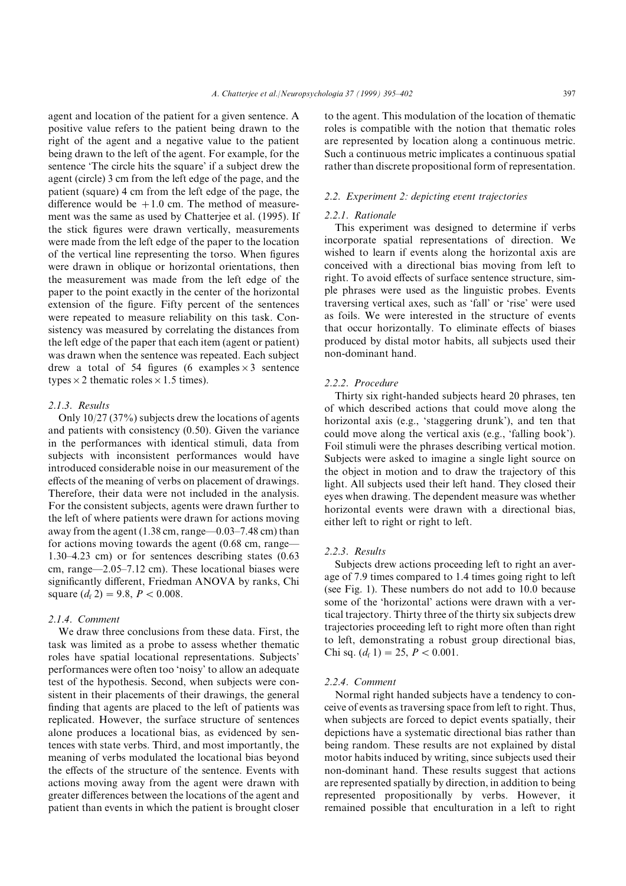agent and location of the patient for a given sentence. A positive value refers to the patient being drawn to the right of the agent and a negative value to the patient being drawn to the left of the agent. For example, for the sentence 'The circle hits the square' if a subject drew the agent (circle) 3 cm from the left edge of the page, and the patient (square) 4 cm from the left edge of the page, the difference would be +1.0 cm. The method of measurement was the same as used by Chatterjee et al. (1995). If the stick figures were drawn vertically, measurements were made from the left edge of the paper to the location of the vertical line representing the torso. When figures were drawn in oblique or horizontal orientations, then the measurement was made from the left edge of the paper to the point exactly in the center of the horizontal extension of the figure. Fifty percent of the sentences were repeated to measure reliability on this task. Consistency was measured by correlating the distances from the left edge of the paper that each item (agent or patient) was drawn when the sentence was repeated. Each subject drew a total of 54 figures (6 examples × 3 sentence types × 2 thematic roles × 1.5 times).

#### 2.1.3. Results

Only 10/27 (37%) subjects drew the locations of agents and patients with consistency (0.50). Given the variance in the performances with identical stimuli, data from subjects with inconsistent performances would have introduced considerable noise in our measurement of the effects of the meaning of verbs on placement of drawings. Therefore, their data were not included in the analysis. For the consistent subjects, agents were drawn further to the left of where patients were drawn for actions moving away from the agent (1.38 cm, range—0.03–7.48 cm) than for actions moving towards the agent (0.68 cm, range—1.30–4.23 cm) or for sentences describing states (0.63 cm, range—2.05–7.12 cm). These locational biases were significantly different, Friedman ANOVA by ranks, Chi square ($d_f$ 2) = 9.8, $P < 0.008$.

#### 2.1.4. Comment

We draw three conclusions from these data. First, the task was limited as a probe to assess whether thematic roles have spatial locational representations. Subjects' performances were often too 'noisy' to allow an adequate test of the hypothesis. Second, when subjects were consistent in their placements of their drawings, the general finding that agents are placed to the left of patients was replicated. However, the surface structure of sentences alone produces a locational bias, as evidenced by sentences with state verbs. Third, and most importantly, the meaning of verbs modulated the locational bias beyond the effects of the structure of the sentence. Events with actions moving away from the agent were drawn with greater differences between the locations of the agent and patient than events in which the patient is brought closer to the agent. This modulation of the location of thematic roles is compatible with the notion that thematic roles are represented by location along a continuous metric. Such a continuous metric implicates a continuous spatial rather than discrete propositional form of representation.

### 2.2. Experiment 2: depicting event trajectories

#### 2.2.1. Rationale

This experiment was designed to determine if verbs incorporate spatial representations of direction. We wished to learn if events along the horizontal axis are conceived with a directional bias moving from left to right. To avoid effects of surface sentence structure, simple phrases were used as the linguistic probes. Events traversing vertical axes, such as 'fall' or 'rise' were used as foils. We were interested in the structure of events that occur horizontally. To eliminate effects of biases produced by distal motor habits, all subjects used their non-dominant hand.

#### 2.2.2. Procedure

Thirty six right-handed subjects heard 20 phrases, ten of which described actions that could move along the horizontal axis (e.g., 'staggering drunk'), and ten that could move along the vertical axis (e.g., 'falling book'). Foil stimuli were the phrases describing vertical motion. Subjects were asked to imagine a single light source on the object in motion and to draw the trajectory of this light. All subjects used their left hand. They closed their eyes when drawing. The dependent measure was whether horizontal events were drawn with a directional bias, either left to right or right to left.

#### 2.2.3. Results

Subjects drew actions proceeding left to right an average of 7.9 times compared to 1.4 times going right to left (see Fig. 1). These numbers do not add to 10.0 because some of the 'horizontal' actions were drawn with a vertical trajectory. Thirty three of the thirty six subjects drew trajectories proceeding left to right more often than right to left, demonstrating a robust group directional bias, Chi sq. ($d_f$ 1) = 25, $P < 0.001$.

#### 2.2.4. Comment

Normal right handed subjects have a tendency to conceive of events as traversing space from left to right. Thus, when subjects are forced to depict events spatially, their depictions have a systematic directional bias rather than being random. These results are not explained by distal motor habits induced by writing, since subjects used their non-dominant hand. These results suggest that actions are represented spatially by direction, in addition to being represented propositionally by verbs. However, it remained possible that enculturation in a left to right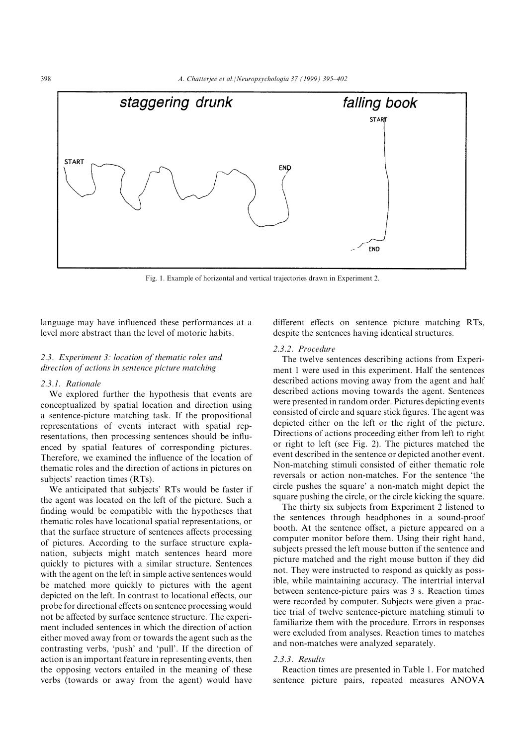Fig. 1. Example of horizontal and vertical trajectories drawn in Experiment 2.

language may have influenced these performances at a level more abstract than the level of motoric habits.

### 2.3. Experiment 3: location of thematic roles and direction of actions in sentence picture matching

#### 2.3.1. Rationale

We explored further the hypothesis that events are conceptualized by spatial location and direction using a sentence-picture matching task. If the propositional representations of events interact with spatial representations, then processing sentences should be influenced by spatial features of corresponding pictures. Therefore, we examined the influence of the location of thematic roles and the direction of actions in pictures on subjects' reaction times (RTs).

We anticipated that subjects' RTs would be faster if the agent was located on the left of the picture. Such a finding would be compatible with the hypotheses that thematic roles have locational spatial representations, or that the surface structure of sentences affects processing of pictures. According to the surface structure explanation, subjects might match sentences heard more quickly to pictures with a similar structure. Sentences with the agent on the left in simple active sentences would be matched more quickly to pictures with the agent depicted on the left. In contrast to locational effects, our probe for directional effects on sentence processing would not be affected by surface sentence structure. The experiment included sentences in which the direction of action either moved away from or towards the agent such as the contrasting verbs, 'push' and 'pull'. If the direction of action is an important feature in representing events, then the opposing vectors entailed in the meaning of these verbs (towards or away from the agent) would have different effects on sentence picture matching RTs, despite the sentences having identical structures.

#### 2.3.2. Procedure

The twelve sentences describing actions from Experiment 1 were used in this experiment. Half the sentences described actions moving away from the agent and half described actions moving towards the agent. Sentences were presented in random order. Pictures depicting events consisted of circle and square stick figures. The agent was depicted either on the left or the right of the picture. Directions of actions proceeding either from left to right or right to left (see Fig. 2). The pictures matched the event described in the sentence or depicted another event. Non-matching stimuli consisted of either thematic role reversals or action non-matches. For the sentence 'the circle pushes the square' a non-match might depict the square pushing the circle, or the circle kicking the square.

The thirty six subjects from Experiment 2 listened to the sentences through headphones in a sound-proof booth. At the sentence offset, a picture appeared on a computer monitor before them. Using their right hand, subjects pressed the left mouse button if the sentence and picture matched and the right mouse button if they did not. They were instructed to respond as quickly as possible, while maintaining accuracy. The intertrial interval between sentence-picture pairs was 3 s. Reaction times were recorded by computer. Subjects were given a practice trial of twelve sentence-picture matching stimuli to familiarize them with the procedure. Errors in responses were excluded from analyses. Reaction times to matches and non-matches were analyzed separately.

#### 2.3.3. Results

Reaction times are presented in Table 1. For matched sentence picture pairs, repeated measures ANOVA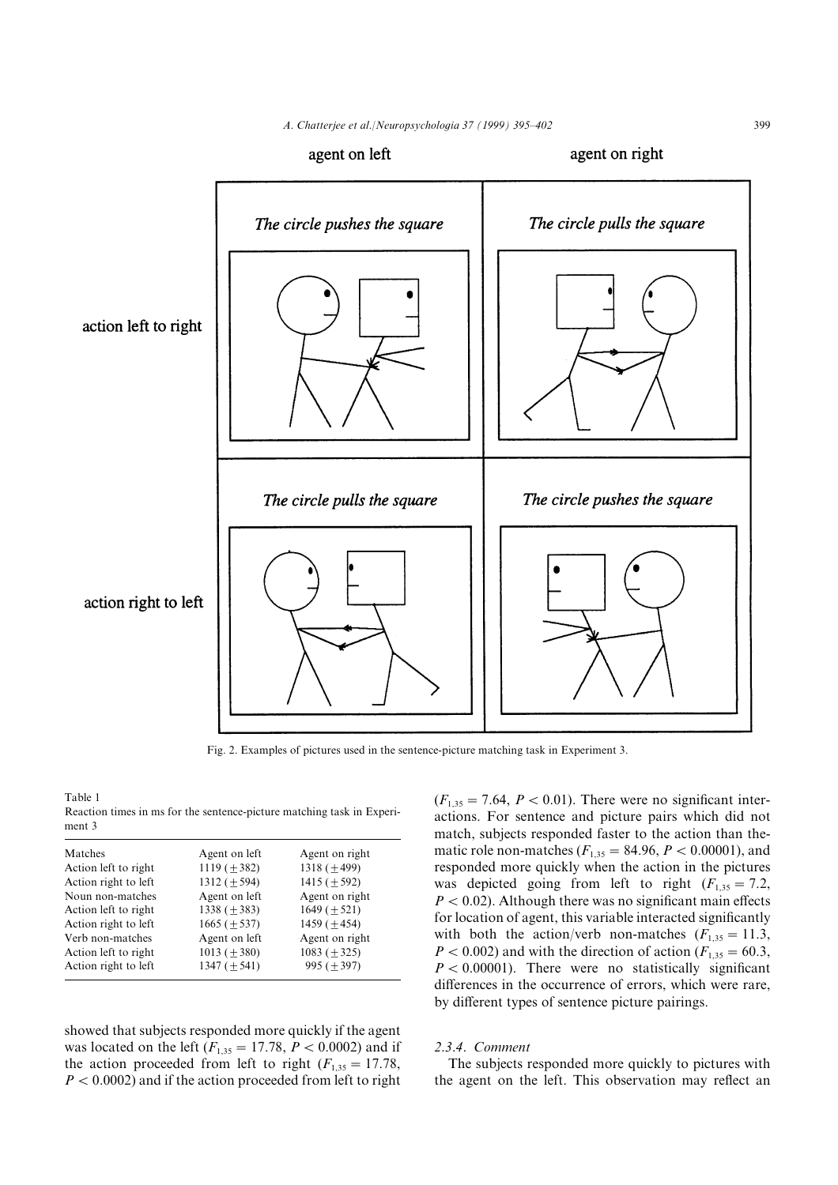Fig. 2. Examples of pictures used in the sentence-picture matching task in Experiment 3.

Table 1
Reaction times in ms for the sentence-picture matching task in Experiment 3

| Matches | Agent on left | Agent on right |
|---|---|---|
| Action left to right | 1119 (±382) | 1318 (±499) |
| Action right to left | 1312 (±594) | 1415 (±592) |
| Noun non-matches | Agent on left | Agent on right |
| Action left to right | 1338 (±383) | 1649 (±521) |
| Action right to left | 1665 (±537) | 1459 (±454) |
| Verb non-matches | Agent on left | Agent on right |
| Action left to right | 1013 (±380) | 1083 (±325) |
| Action right to left | 1347 (±541) | 995 (±397) |

showed that subjects responded more quickly if the agent was located on the left ($F_{1,35} = 17.78$, $P < 0.0002$) and if the action proceeded from left to right ($F_{1,35} = 17.78$, $P < 0.0002$) and if the action proceeded from left to right ($F_{1,35} = 7.64$, $P < 0.01$). There were no significant interactions. For sentence and picture pairs which did not match, subjects responded faster to the action than thematic role non-matches ($F_{1,35} = 84.96$, $P < 0.00001$), and responded more quickly when the action in the pictures was depicted going from left to right ($F_{1,35} = 7.2$, $P < 0.02$). Although there was no significant main effects for location of agent, this variable interacted significantly with both the action/verb non-matches ($F_{1,35} = 11.3$, $P < 0.002$) and with the direction of action ($F_{1,35} = 60.3$, $P < 0.00001$). There were no statistically significant differences in the occurrence of errors, which were rare, by different types of sentence picture pairings.

### 2.3.4. *Comment*

The subjects responded more quickly to pictures with the agent on the left. This observation may reflect an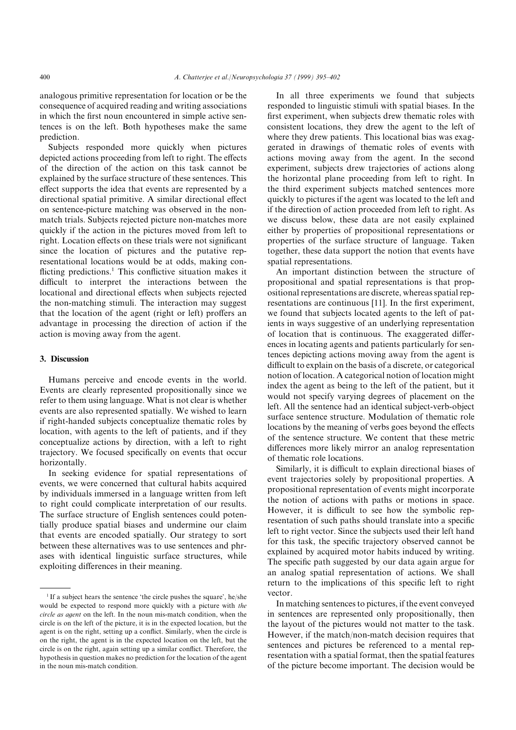analogous primitive representation for location or be the consequence of acquired reading and writing associations in which the first noun encountered in simple active sentences is on the left. Both hypotheses make the same prediction.

Subjects responded more quickly when pictures depicted actions proceeding from left to right. The effects of the direction of the action on this task cannot be explained by the surface structure of these sentences. This effect supports the idea that events are represented by a directional spatial primitive. A similar directional effect on sentence-picture matching was observed in the non-match trials. Subjects rejected picture non-matches more quickly if the action in the pictures moved from left to right. Location effects on these trials were not significant since the location of pictures and the putative representational locations would be at odds, making conflicting predictions.[1] This conflictive situation makes it difficult to interpret the interactions between the locational and directional effects when subjects rejected the non-matching stimuli. The interaction may suggest that the location of the agent (right or left) proffers an advantage in processing the direction of action if the action is moving away from the agent.

## 3. Discussion

Humans perceive and encode events in the world. Events are clearly represented propositionally since we refer to them using language. What is not clear is whether events are also represented spatially. We wished to learn if right-handed subjects conceptualize thematic roles by location, with agents to the left of patients, and if they conceptualize actions by direction, with a left to right trajectory. We focused specifically on events that occur horizontally.

In seeking evidence for spatial representations of events, we were concerned that cultural habits acquired by individuals immersed in a language written from left to right could complicate interpretation of our results. The surface structure of English sentences could potentially produce spatial biases and undermine our claim that events are encoded spatially. Our strategy to sort between these alternatives was to use sentences and phrases with identical linguistic surface structures, while exploiting differences in their meaning.

In all three experiments we found that subjects responded to linguistic stimuli with spatial biases. In the first experiment, when subjects drew thematic roles with consistent locations, they drew the agent to the left of where they drew patients. This locational bias was exaggerated in drawings of thematic roles of events with actions moving away from the agent. In the second experiment, subjects drew trajectories of actions along the horizontal plane proceeding from left to right. In the third experiment subjects matched sentences more quickly to pictures if the agent was located to the left and if the direction of action proceeded from left to right. As we discuss below, these data are not easily explained either by properties of propositional representations or properties of the surface structure of language. Taken together, these data support the notion that events have spatial representations.

An important distinction between the structure of propositional and spatial representations is that propositional representations are discrete, whereas spatial representations are continuous [11]. In the first experiment, we found that subjects located agents to the left of patients in ways suggestive of an underlying representation of location that is continuous. The exaggerated differences in locating agents and patients particularly for sentences depicting actions moving away from the agent is difficult to explain on the basis of a discrete, or categorical notion of location. A categorical notion of location might index the agent as being to the left of the patient, but it would not specify varying degrees of placement on the left. All the sentence had an identical subject-verb-object surface sentence structure. Modulation of thematic role locations by the meaning of verbs goes beyond the effects of the sentence structure. We contend that these metric differences more likely mirror an analog representation of thematic role locations.

Similarly, it is difficult to explain directional biases of event trajectories solely by propositional properties. A propositional representation of events might incorporate the notion of actions with paths or motions in space. However, it is difficult to see how the symbolic representation of such paths should translate into a specific left to right vector. Since the subjects used their left hand for this task, the specific trajectory observed cannot be explained by acquired motor habits induced by writing. The specific path suggested by our data again argue for an analog spatial representation of actions. We shall return to the implications of this specific left to right vector.

In matching sentences to pictures, if the event conveyed in sentences are represented only propositionally, then the layout of the pictures would not matter to the task. However, if the match/non-match decision requires that sentences and pictures be referenced to a mental representation with a spatial format, then the spatial features of the picture become important. The decision would be

[1] If a subject hears the sentence 'the circle pushes the square', he/she would be expected to respond more quickly with a picture with *the circle as agent* on the left. In the noun mis-match condition, when the circle is on the left of the picture, it is in the expected location, but the agent is on the right, setting up a conflict. Similarly, when the circle is on the right, the agent is in the expected location on the left, but the circle is on the right, again setting up a similar conflict. Therefore, the hypothesis in question makes no prediction for the location of the agent in the noun mis-match condition.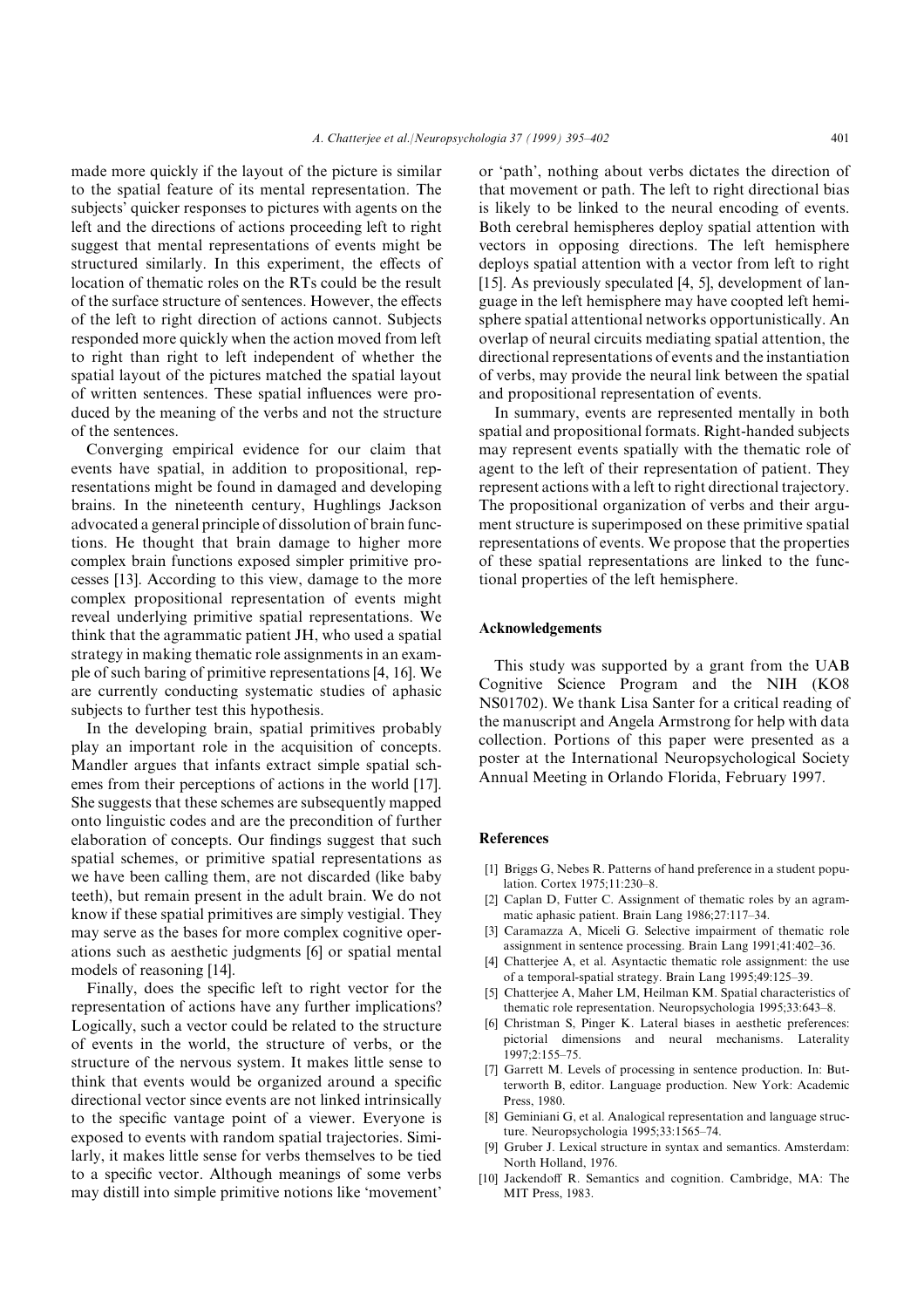made more quickly if the layout of the picture is similar to the spatial feature of its mental representation. The subjects' quicker responses to pictures with agents on the left and the directions of actions proceeding left to right suggest that mental representations of events might be structured similarly. In this experiment, the effects of location of thematic roles on the RTs could be the result of the surface structure of sentences. However, the effects of the left to right direction of actions cannot. Subjects responded more quickly when the action moved from left to right than right to left independent of whether the spatial layout of the pictures matched the spatial layout of written sentences. These spatial influences were produced by the meaning of the verbs and not the structure of the sentences.

Converging empirical evidence for our claim that events have spatial, in addition to propositional, representations might be found in damaged and developing brains. In the nineteenth century, Hughlings Jackson advocated a general principle of dissolution of brain functions. He thought that brain damage to higher more complex brain functions exposed simpler primitive processes [13]. According to this view, damage to the more complex propositional representation of events might reveal underlying primitive spatial representations. We think that the agrammatic patient JH, who used a spatial strategy in making thematic role assignments in an example of such baring of primitive representations [4, 16]. We are currently conducting systematic studies of aphasic subjects to further test this hypothesis.

In the developing brain, spatial primitives probably play an important role in the acquisition of concepts. Mandler argues that infants extract simple spatial schemes from their perceptions of actions in the world [17]. She suggests that these schemes are subsequently mapped onto linguistic codes and are the precondition of further elaboration of concepts. Our findings suggest that such spatial schemes, or primitive spatial representations as we have been calling them, are not discarded (like baby teeth), but remain present in the adult brain. We do not know if these spatial primitives are simply vestigial. They may serve as the bases for more complex cognitive operations such as aesthetic judgments [6] or spatial mental models of reasoning [14].

Finally, does the specific left to right vector for the representation of actions have any further implications? Logically, such a vector could be related to the structure of events in the world, the structure of verbs, or the structure of the nervous system. It makes little sense to think that events would be organized around a specific directional vector since events are not linked intrinsically to the specific vantage point of a viewer. Everyone is exposed to events with random spatial trajectories. Similarly, it makes little sense for verbs themselves to be tied to a specific vector. Although meanings of some verbs may distill into simple primitive notions like 'movement' or 'path', nothing about verbs dictates the direction of that movement or path. The left to right directional bias is likely to be linked to the neural encoding of events. Both cerebral hemispheres deploy spatial attention with vectors in opposing directions. The left hemisphere deploys spatial attention with a vector from left to right [15]. As previously speculated [4, 5], development of language in the left hemisphere may have coopted left hemisphere spatial attentional networks opportunistically. An overlap of neural circuits mediating spatial attention, the directional representations of events and the instantiation of verbs, may provide the neural link between the spatial and propositional representation of events.

In summary, events are represented mentally in both spatial and propositional formats. Right-handed subjects may represent events spatially with the thematic role of agent to the left of their representation of patient. They represent actions with a left to right directional trajectory. The propositional organization of verbs and their argument structure is superimposed on these primitive spatial representations of events. We propose that the properties of these spatial representations are linked to the functional properties of the left hemisphere.

## Acknowledgements

This study was supported by a grant from the UAB Cognitive Science Program and the NIH (KO8 NS01702). We thank Lisa Santer for a critical reading of the manuscript and Angela Armstrong for help with data collection. Portions of this paper were presented as a poster at the International Neuropsychological Society Annual Meeting in Orlando Florida, February 1997.

## References

[1] Briggs G, Nebes R. Patterns of hand preference in a student population. Cortex 1975;11:230–8.

[2] Caplan D, Futter C. Assignment of thematic roles by an agrammatic aphasic patient. Brain Lang 1986;27:117–34.

[3] Caramazza A, Miceli G. Selective impairment of thematic role assignment in sentence processing. Brain Lang 1991;41:402–36.

[4] Chatterjee A, et al. Asyntactic thematic role assignment: the use of a temporal-spatial strategy. Brain Lang 1995;49:125–39.

[5] Chatterjee A, Maher LM, Heilman KM. Spatial characteristics of thematic role representation. Neuropsychologia 1995;33:643–8.

[6] Christman S, Pinger K. Lateral biases in aesthetic preferences: pictorial dimensions and neural mechanisms. Laterality 1997;2:155–75.

[7] Garrett M. Levels of processing in sentence production. In: Butterworth B, editor. Language production. New York: Academic Press, 1980.

[8] Geminiani G, et al. Analogical representation and language structure. Neuropsychologia 1995;33:1565–74.

[9] Gruber J. Lexical structure in syntax and semantics. Amsterdam: North Holland, 1976.

[10] Jackendoff R. Semantics and cognition. Cambridge, MA: The MIT Press, 1983.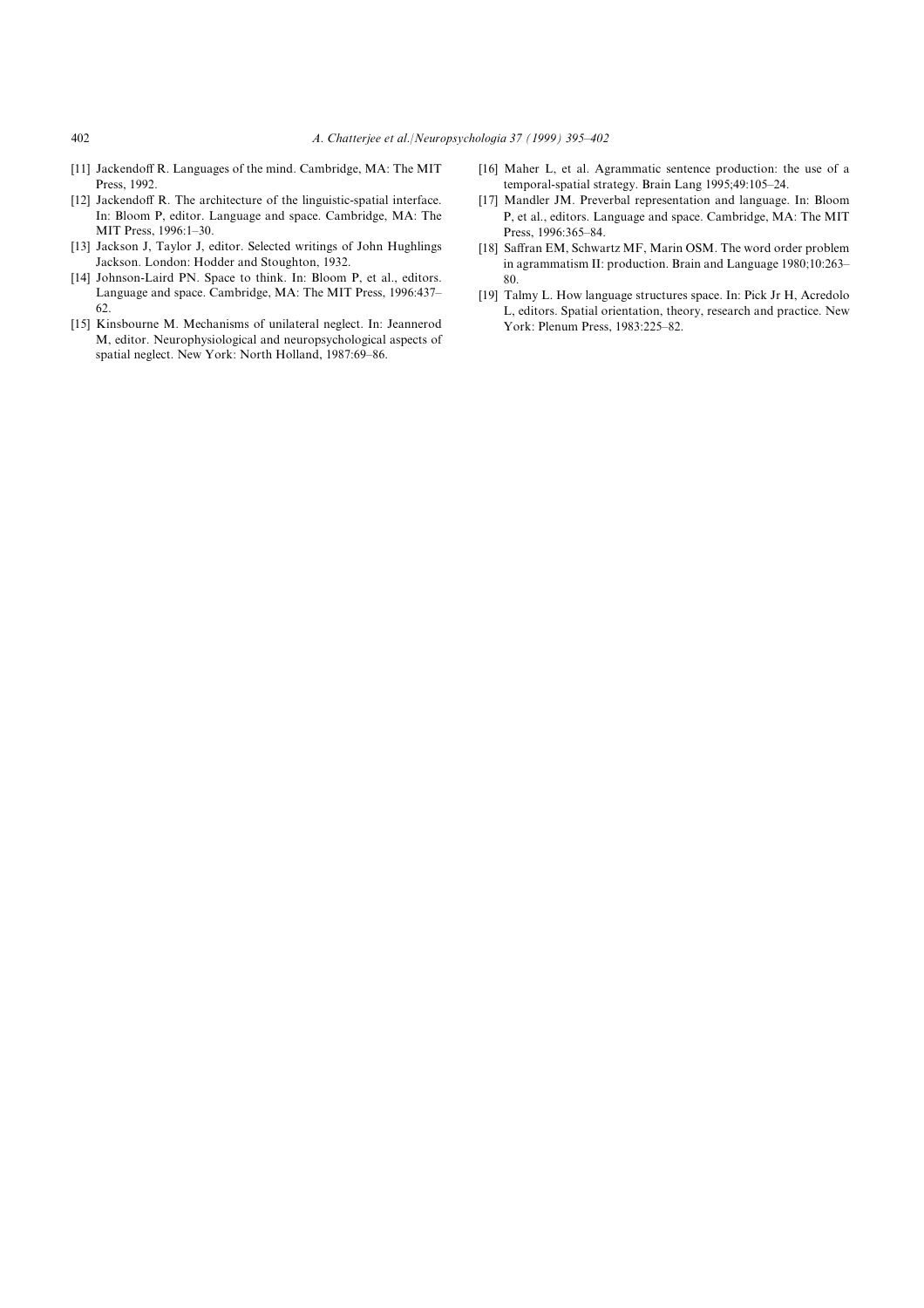[11] Jackendoff R. Languages of the mind. Cambridge, MA: The MIT Press, 1992.

[12] Jackendoff R. The architecture of the linguistic-spatial interface. In: Bloom P, editor. Language and space. Cambridge, MA: The MIT Press, 1996:1–30.

[13] Jackson J, Taylor J, editor. Selected writings of John Hughlings Jackson. London: Hodder and Stoughton, 1932.

[14] Johnson-Laird PN. Space to think. In: Bloom P, et al., editors. Language and space. Cambridge, MA: The MIT Press, 1996:437–62.

[15] Kinsbourne M. Mechanisms of unilateral neglect. In: Jeannerod M, editor. Neurophysiological and neuropsychological aspects of spatial neglect. New York: North Holland, 1987:69–86.

[16] Maher L, et al. Agrammatic sentence production: the use of a temporal-spatial strategy. Brain Lang 1995;49:105–24.

[17] Mandler JM. Preverbal representation and language. In: Bloom P, et al., editors. Language and space. Cambridge, MA: The MIT Press, 1996:365–84.

[18] Saffran EM, Schwartz MF, Marin OSM. The word order problem in agrammatism II: production. Brain and Language 1980;10:263–80.

[19] Talmy L. How language structures space. In: Pick Jr H, Acredolo L, editors. Spatial orientation, theory, research and practice. New York: Plenum Press, 1983:225–82.